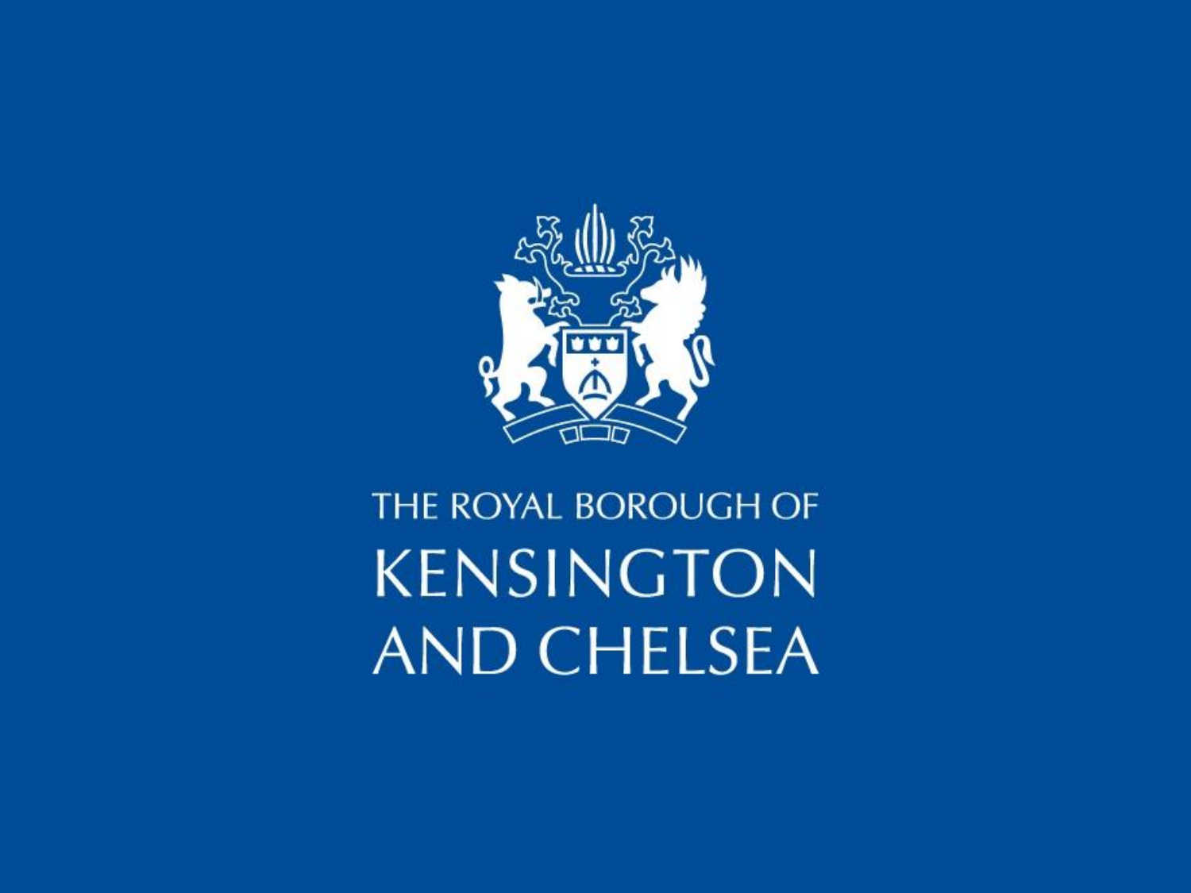THE ROYAL BOROUGH OF

# KENSINGTON AND CHELSEA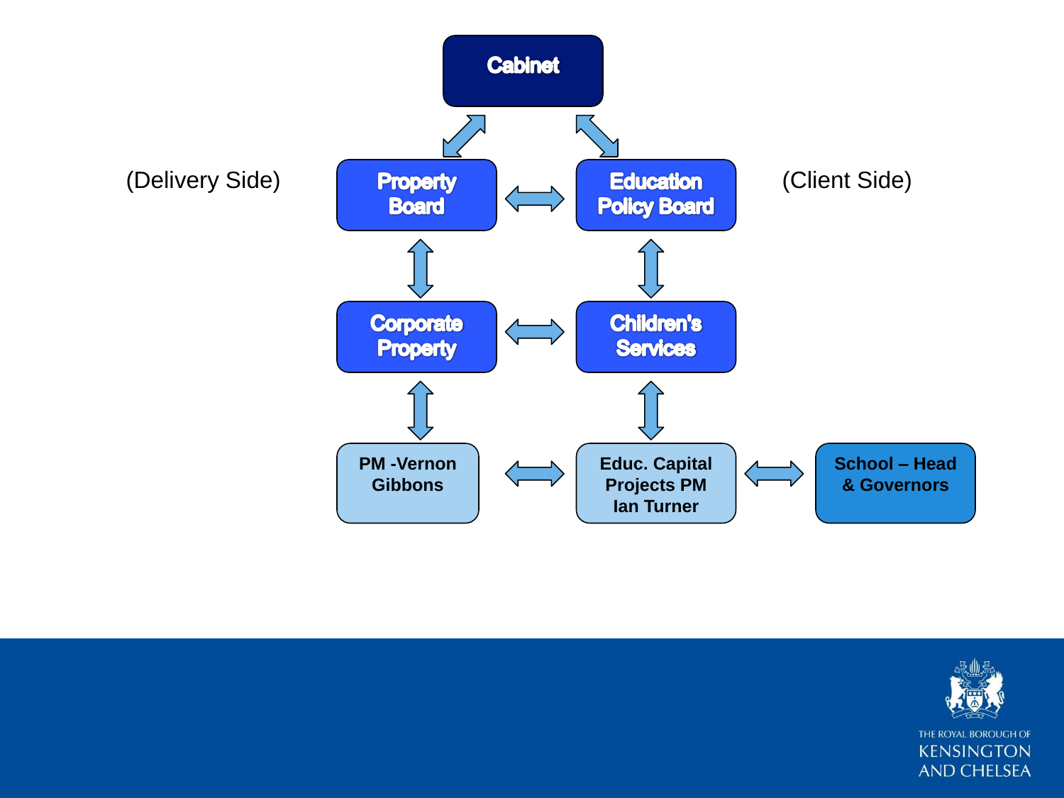Cabinet

(Delivery Side)

Property Board

Education Policy Board

(Client Side)

Corporate Property

Children's Services

PM -Vernon Gibbons

Educ. Capital Projects PM Ian Turner

School – Head & Governors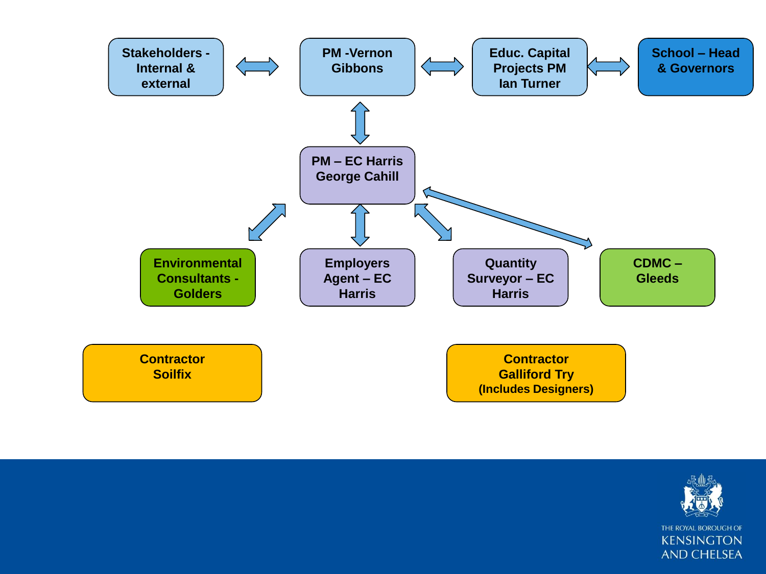**Stakeholders - Internal & external** ⟷ **PM -Vernon Gibbons** ⟷ **Educ. Capital Projects PM Ian Turner** ⟷ **School – Head & Governors**

**PM -Vernon Gibbons** ⟷ **PM – EC Harris George Cahill**

**PM – EC Harris George Cahill** ⟷ **Environmental Consultants - Golders**

**PM – EC Harris George Cahill** ⟷ **Employers Agent – EC Harris**

**PM – EC Harris George Cahill** ⟷ **Quantity Surveyor – EC Harris**

**PM – EC Harris George Cahill** ⟷ **CDMC – Gleeds**

**Contractor Soilfix**

**Contractor Galliford Try (Includes Designers)**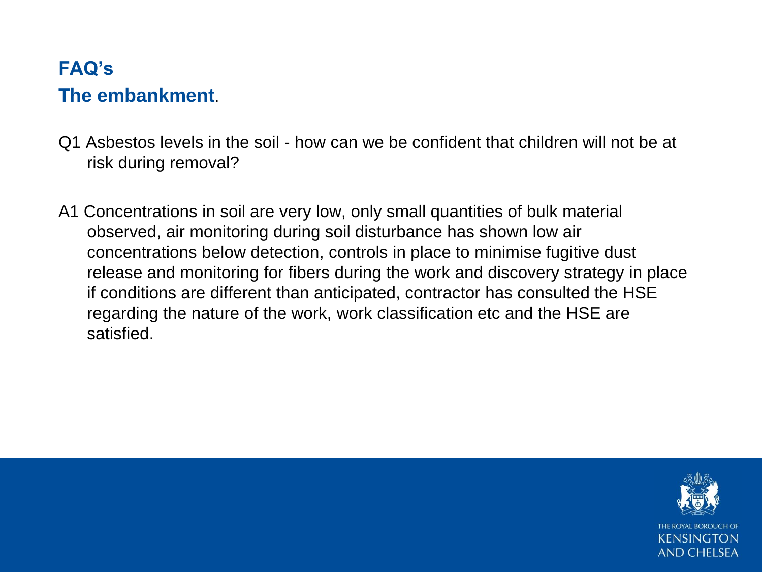## FAQ's

## The embankment.

Q1 Asbestos levels in the soil - how can we be confident that children will not be at risk during removal?

A1 Concentrations in soil are very low, only small quantities of bulk material observed, air monitoring during soil disturbance has shown low air concentrations below detection, controls in place to minimise fugitive dust release and monitoring for fibers during the work and discovery strategy in place if conditions are different than anticipated, contractor has consulted the HSE regarding the nature of the work, work classification etc and the HSE are satisfied.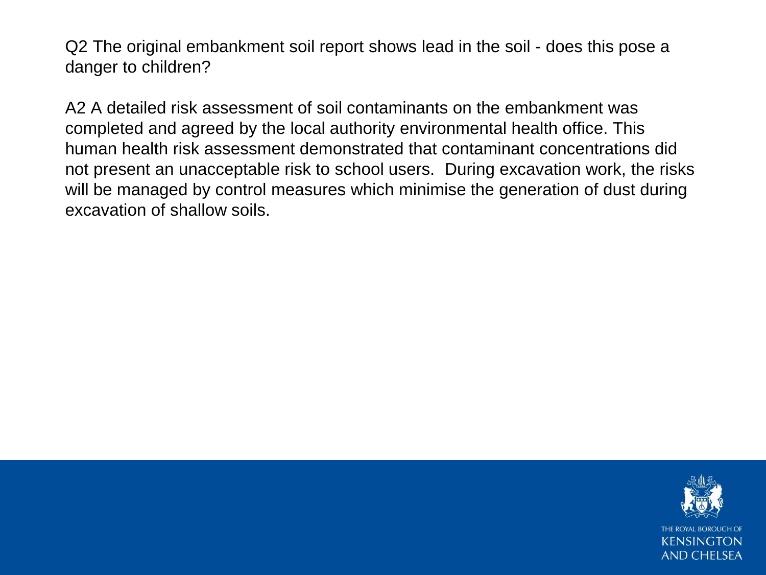Q2 The original embankment soil report shows lead in the soil - does this pose a danger to children?

A2 A detailed risk assessment of soil contaminants on the embankment was completed and agreed by the local authority environmental health office. This human health risk assessment demonstrated that contaminant concentrations did not present an unacceptable risk to school users. During excavation work, the risks will be managed by control measures which minimise the generation of dust during excavation of shallow soils.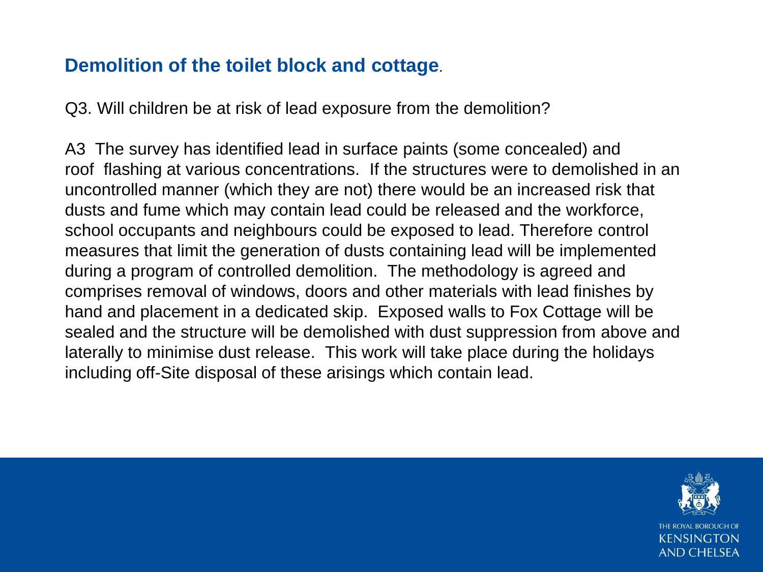## **Demolition of the toilet block and cottage**.

Q3. Will children be at risk of lead exposure from the demolition?

A3 The survey has identified lead in surface paints (some concealed) and roof flashing at various concentrations. If the structures were to demolished in an uncontrolled manner (which they are not) there would be an increased risk that dusts and fume which may contain lead could be released and the workforce, school occupants and neighbours could be exposed to lead. Therefore control measures that limit the generation of dusts containing lead will be implemented during a program of controlled demolition. The methodology is agreed and comprises removal of windows, doors and other materials with lead finishes by hand and placement in a dedicated skip. Exposed walls to Fox Cottage will be sealed and the structure will be demolished with dust suppression from above and laterally to minimise dust release. This work will take place during the holidays including off-Site disposal of these arisings which contain lead.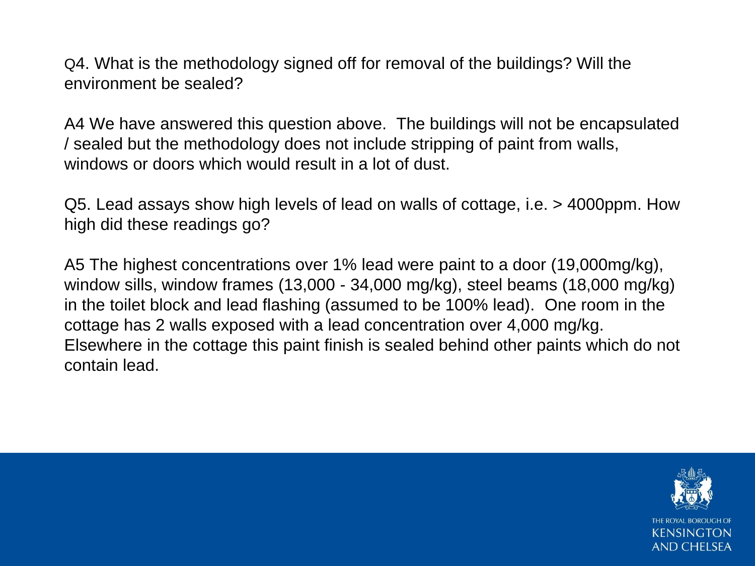Q4. What is the methodology signed off for removal of the buildings? Will the environment be sealed?

A4 We have answered this question above. The buildings will not be encapsulated / sealed but the methodology does not include stripping of paint from walls, windows or doors which would result in a lot of dust.

Q5. Lead assays show high levels of lead on walls of cottage, i.e. > 4000ppm. How high did these readings go?

A5 The highest concentrations over 1% lead were paint to a door (19,000mg/kg), window sills, window frames (13,000 - 34,000 mg/kg), steel beams (18,000 mg/kg) in the toilet block and lead flashing (assumed to be 100% lead). One room in the cottage has 2 walls exposed with a lead concentration over 4,000 mg/kg. Elsewhere in the cottage this paint finish is sealed behind other paints which do not contain lead.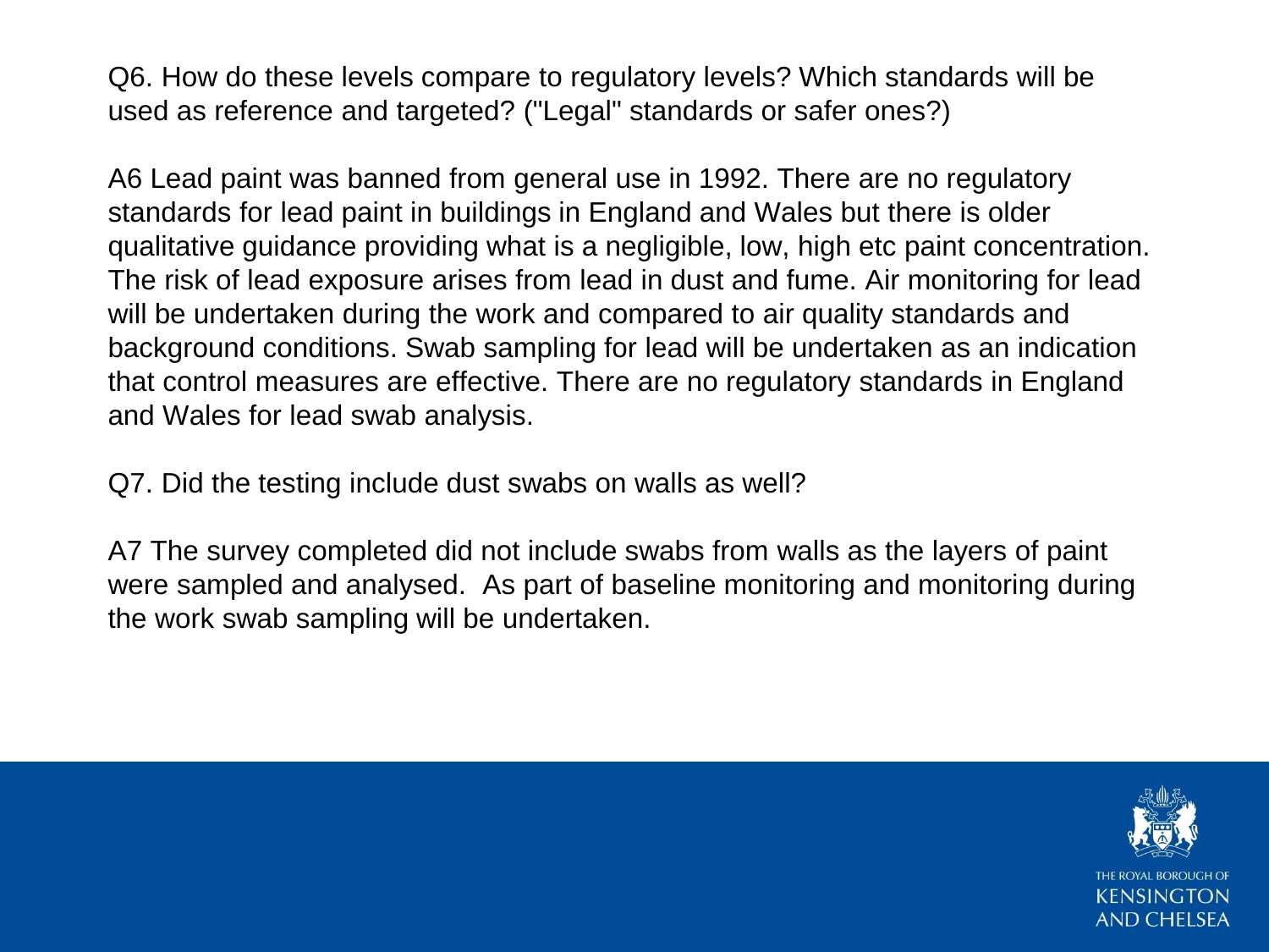Q6. How do these levels compare to regulatory levels? Which standards will be used as reference and targeted? ("Legal" standards or safer ones?)

A6 Lead paint was banned from general use in 1992. There are no regulatory standards for lead paint in buildings in England and Wales but there is older qualitative guidance providing what is a negligible, low, high etc paint concentration. The risk of lead exposure arises from lead in dust and fume. Air monitoring for lead will be undertaken during the work and compared to air quality standards and background conditions. Swab sampling for lead will be undertaken as an indication that control measures are effective. There are no regulatory standards in England and Wales for lead swab analysis.

Q7. Did the testing include dust swabs on walls as well?

A7 The survey completed did not include swabs from walls as the layers of paint were sampled and analysed. As part of baseline monitoring and monitoring during the work swab sampling will be undertaken.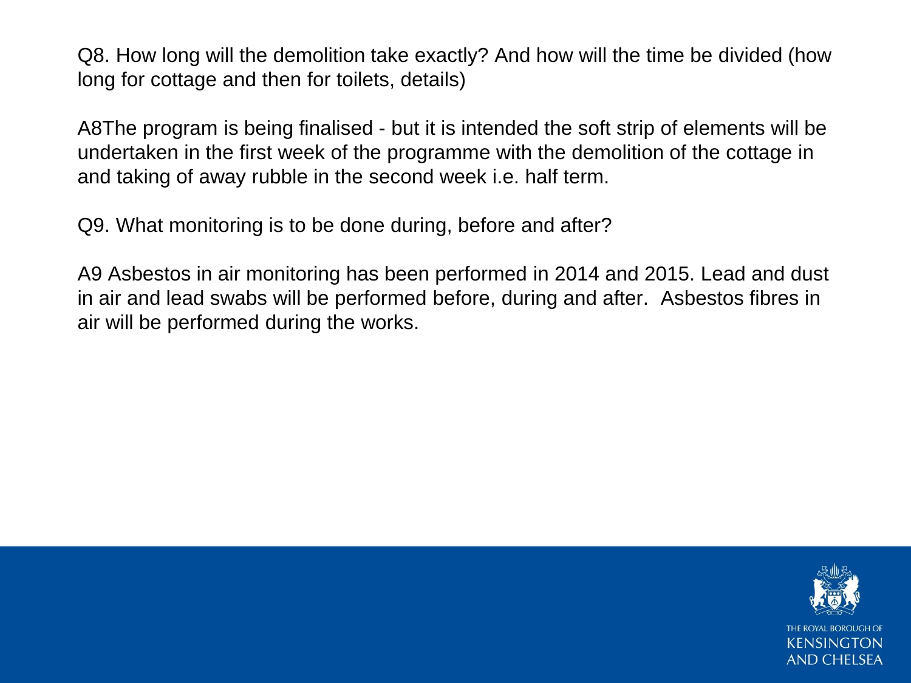Q8. How long will the demolition take exactly? And how will the time be divided (how long for cottage and then for toilets, details)

A8The program is being finalised - but it is intended the soft strip of elements will be undertaken in the first week of the programme with the demolition of the cottage in and taking of away rubble in the second week i.e. half term.

Q9. What monitoring is to be done during, before and after?

A9 Asbestos in air monitoring has been performed in 2014 and 2015. Lead and dust in air and lead swabs will be performed before, during and after.  Asbestos fibres in air will be performed during the works.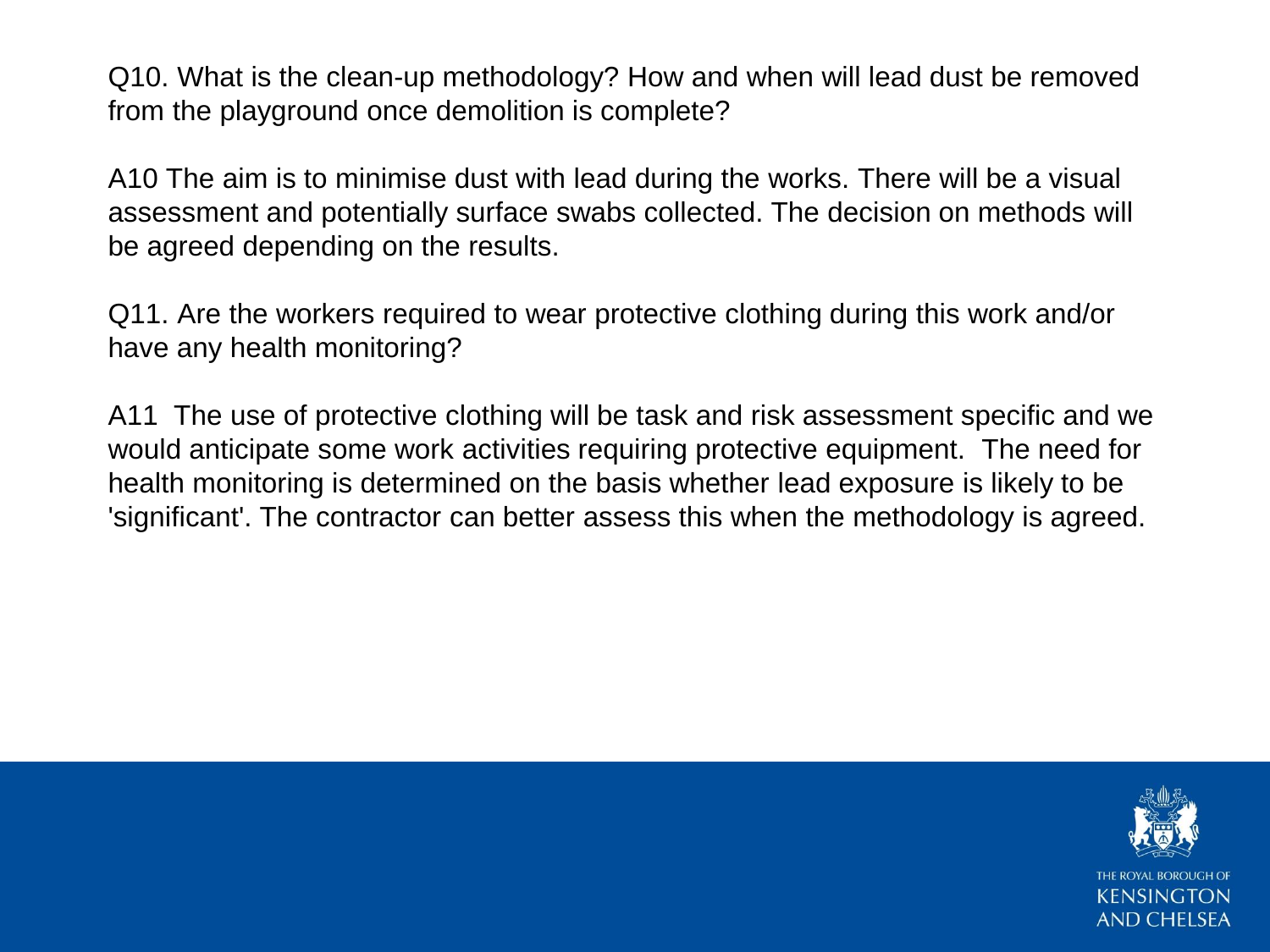Q10. What is the clean-up methodology? How and when will lead dust be removed from the playground once demolition is complete?

A10 The aim is to minimise dust with lead during the works. There will be a visual assessment and potentially surface swabs collected. The decision on methods will be agreed depending on the results.

Q11. Are the workers required to wear protective clothing during this work and/or have any health monitoring?

A11 The use of protective clothing will be task and risk assessment specific and we would anticipate some work activities requiring protective equipment. The need for health monitoring is determined on the basis whether lead exposure is likely to be 'significant'. The contractor can better assess this when the methodology is agreed.